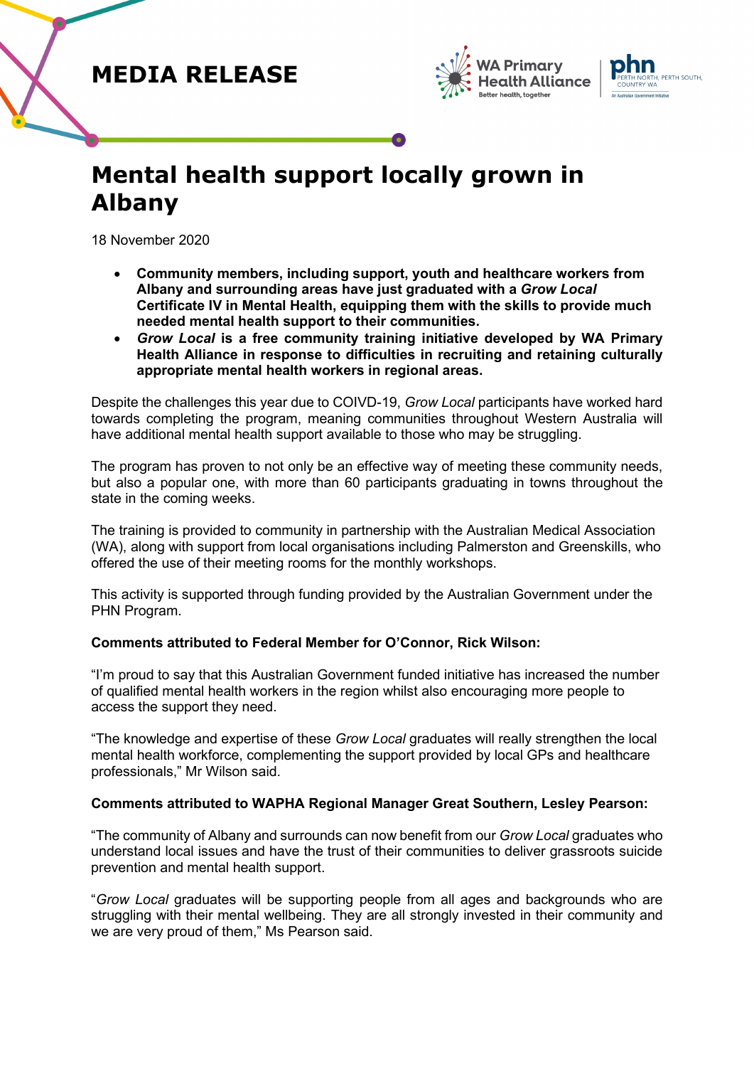# MEDIA RELEASE

WA Primary Health Alliance
Better health, together

phn
PERTH NORTH, PERTH SOUTH, COUNTRY WA
An Australian Government Initiative

# Mental health support locally grown in Albany

18 November 2020

- **Community members, including support, youth and healthcare workers from Albany and surrounding areas have just graduated with a *Grow Local* Certificate IV in Mental Health, equipping them with the skills to provide much needed mental health support to their communities.**
- ***Grow Local* is a free community training initiative developed by WA Primary Health Alliance in response to difficulties in recruiting and retaining culturally appropriate mental health workers in regional areas.**

Despite the challenges this year due to COIVD-19, *Grow Local* participants have worked hard towards completing the program, meaning communities throughout Western Australia will have additional mental health support available to those who may be struggling.

The program has proven to not only be an effective way of meeting these community needs, but also a popular one, with more than 60 participants graduating in towns throughout the state in the coming weeks.

The training is provided to community in partnership with the Australian Medical Association (WA), along with support from local organisations including Palmerston and Greenskills, who offered the use of their meeting rooms for the monthly workshops.

This activity is supported through funding provided by the Australian Government under the PHN Program.

**Comments attributed to Federal Member for O'Connor, Rick Wilson:**

"I'm proud to say that this Australian Government funded initiative has increased the number of qualified mental health workers in the region whilst also encouraging more people to access the support they need.

"The knowledge and expertise of these *Grow Local* graduates will really strengthen the local mental health workforce, complementing the support provided by local GPs and healthcare professionals," Mr Wilson said.

**Comments attributed to WAPHA Regional Manager Great Southern, Lesley Pearson:**

"The community of Albany and surrounds can now benefit from our *Grow Local* graduates who understand local issues and have the trust of their communities to deliver grassroots suicide prevention and mental health support.

"*Grow Local* graduates will be supporting people from all ages and backgrounds who are struggling with their mental wellbeing. They are all strongly invested in their community and we are very proud of them," Ms Pearson said.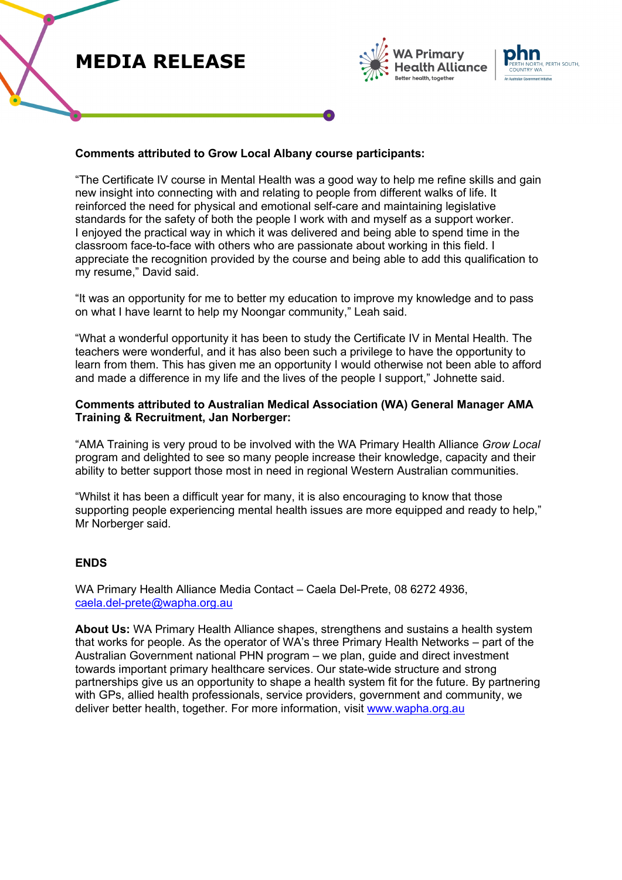**Comments attributed to Grow Local Albany course participants:**

"The Certificate IV course in Mental Health was a good way to help me refine skills and gain new insight into connecting with and relating to people from different walks of life. It reinforced the need for physical and emotional self-care and maintaining legislative standards for the safety of both the people I work with and myself as a support worker. I enjoyed the practical way in which it was delivered and being able to spend time in the classroom face-to-face with others who are passionate about working in this field. I appreciate the recognition provided by the course and being able to add this qualification to my resume," David said.

"It was an opportunity for me to better my education to improve my knowledge and to pass on what I have learnt to help my Noongar community," Leah said.

"What a wonderful opportunity it has been to study the Certificate IV in Mental Health. The teachers were wonderful, and it has also been such a privilege to have the opportunity to learn from them. This has given me an opportunity I would otherwise not been able to afford and made a difference in my life and the lives of the people I support," Johnette said.

**Comments attributed to Australian Medical Association (WA) General Manager AMA Training & Recruitment, Jan Norberger:**

"AMA Training is very proud to be involved with the WA Primary Health Alliance *Grow Local* program and delighted to see so many people increase their knowledge, capacity and their ability to better support those most in need in regional Western Australian communities.

"Whilst it has been a difficult year for many, it is also encouraging to know that those supporting people experiencing mental health issues are more equipped and ready to help," Mr Norberger said.

**ENDS**

WA Primary Health Alliance Media Contact – Caela Del-Prete, 08 6272 4936, caela.del-prete@wapha.org.au

**About Us:** WA Primary Health Alliance shapes, strengthens and sustains a health system that works for people. As the operator of WA's three Primary Health Networks – part of the Australian Government national PHN program – we plan, guide and direct investment towards important primary healthcare services. Our state-wide structure and strong partnerships give us an opportunity to shape a health system fit for the future. By partnering with GPs, allied health professionals, service providers, government and community, we deliver better health, together. For more information, visit www.wapha.org.au